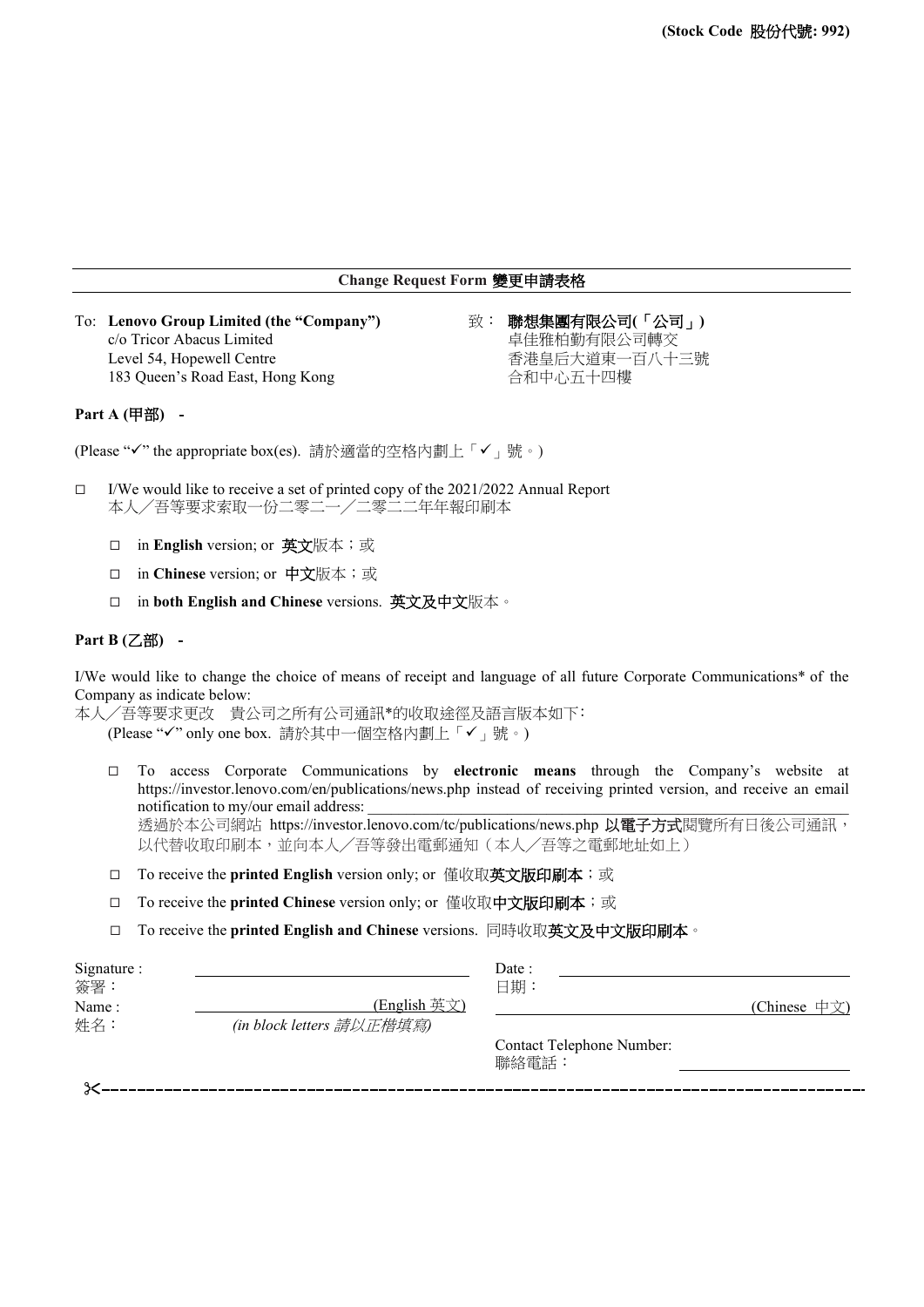**(Stock Code 股份代號: 992)**

## Change Request Form 變更申請表格

To: **Lenovo Group Limited (the "Company")**
c/o Tricor Abacus Limited
Level 54, Hopewell Centre
183 Queen's Road East, Hong Kong

致： **聯想集團有限公司(「公司」)**
卓佳雅柏勤有限公司轉交
香港皇后大道東一百八十三號
合和中心五十四樓

**Part A (甲部) -**

(Please "✓" the appropriate box(es). 請於適當的空格內劃上「✓」號。)

☐ I/We would like to receive a set of printed copy of the 2021/2022 Annual Report
本人／吾等要求索取一份二零二一／二零二二年年報印刷本

- ☐ in **English** version; or **英文**版本；或
- ☐ in **Chinese** version; or **中文**版本；或
- ☐ in **both English and Chinese** versions. **英文及中文**版本。

**Part B (乙部) -**

I/We would like to change the choice of means of receipt and language of all future Corporate Communications* of the Company as indicate below:
本人／吾等要求更改 貴公司之所有公司通訊*的收取途徑及語言版本如下:
(Please "✓" only one box. 請於其中一個空格內劃上「✓」號。)

- ☐ To access Corporate Communications by **electronic means** through the Company's website at https://investor.lenovo.com/en/publications/news.php instead of receiving printed version, and receive an email notification to my/our email address: ______________________
透過於本公司網站 https://investor.lenovo.com/tc/publications/news.php **以電子方式**閱覽所有日後公司通訊，以代替收取印刷本，並向本人／吾等發出電郵通知（本人／吾等之電郵地址如上）
- ☐ To receive the **printed English** version only; or 僅收取**英文版印刷本**；或
- ☐ To receive the **printed Chinese** version only; or 僅收取**中文版印刷本**；或
- ☐ To receive the **printed English and Chinese** versions. 同時收取**英文及中文版印刷本**。

Signature :
簽署： ______________________

Date :
日期： ______________________

Name :
姓名： ______________________ (English 英文) ______________________ (Chinese 中文)
*(in block letters 請以正楷填寫)*

Contact Telephone Number:
聯絡電話： ______________________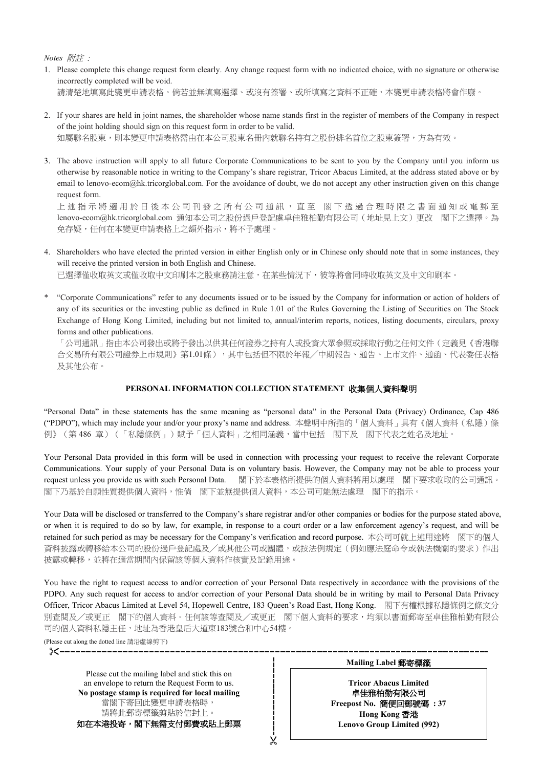*Notes 附註：*

1. Please complete this change request form clearly. Any change request form with no indicated choice, with no signature or otherwise incorrectly completed will be void.
   請清楚地填寫此變更申請表格。倘若並無填寫選擇、或沒有簽署、或所填寫之資料不正確，本變更申請表格將會作廢。

2. If your shares are held in joint names, the shareholder whose name stands first in the register of members of the Company in respect of the joint holding should sign on this request form in order to be valid.
   如屬聯名股東，則本變更申請表格需由在本公司股東名冊內就聯名持有之股份排名首位之股東簽署，方為有效。

3. The above instruction will apply to all future Corporate Communications to be sent to you by the Company until you inform us otherwise by reasonable notice in writing to the Company's share registrar, Tricor Abacus Limited, at the address stated above or by email to lenovo-ecom@hk.tricorglobal.com. For the avoidance of doubt, we do not accept any other instruction given on this change request form.
   上述指示將適用於日後本公司刊發之所有公司通訊，直至 閣下透過合理時限之書面通知或電郵至lenovo-ecom@hk.tricorglobal.com 通知本公司之股份過戶登記處卓佳雅柏勤有限公司（地址見上文）更改 閣下之選擇。為免存疑，任何在本變更申請表格上之額外指示，將不予處理。

4. Shareholders who have elected the printed version in either English only or in Chinese only should note that in some instances, they will receive the printed version in both English and Chinese.
   已選擇僅收取英文或僅收取中文印刷本之股東務請注意，在某些情況下，彼等將會同時收取英文及中文印刷本。

\* "Corporate Communications" refer to any documents issued or to be issued by the Company for information or action of holders of any of its securities or the investing public as defined in Rule 1.01 of the Rules Governing the Listing of Securities on The Stock Exchange of Hong Kong Limited, including but not limited to, annual/interim reports, notices, listing documents, circulars, proxy forms and other publications.
「公司通訊」指由本公司發出或將予發出以供其任何證券之持有人或投資大眾參照或採取行動之任何文件（定義見《香港聯合交易所有限公司證券上市規則》第1.01條），其中包括但不限於年報／中期報告、通告、上市文件、通函、代表委任表格及其他公布。

**PERSONAL INFORMATION COLLECTION STATEMENT 收集個人資料聲明**

"Personal Data" in these statements has the same meaning as "personal data" in the Personal Data (Privacy) Ordinance, Cap 486 ("PDPO"), which may include your and/or your proxy's name and address. 本聲明中所指的「個人資料」具有《個人資料（私隱）條例》（第486 章）（「私隱條例」）賦予「個人資料」之相同涵義，當中包括 閣下及 閣下代表之姓名及地址。

Your Personal Data provided in this form will be used in connection with processing your request to receive the relevant Corporate Communications. Your supply of your Personal Data is on voluntary basis. However, the Company may not be able to process your request unless you provide us with such Personal Data. 閣下於本表格所提供的個人資料將用以處理 閣下要求收取的公司通訊。閣下乃基於自願性質提供個人資料，惟倘 閣下並無提供個人資料，本公司可能無法處理 閣下的指示。

Your Data will be disclosed or transferred to the Company's share registrar and/or other companies or bodies for the purpose stated above, or when it is required to do so by law, for example, in response to a court order or a law enforcement agency's request, and will be retained for such period as may be necessary for the Company's verification and record purpose. 本公司可就上述用途將 閣下的個人資料披露或轉移給本公司的股份過戶登記處及／或其他公司或團體，或按法例規定（例如應法庭命令或執法機關的要求）作出披露或轉移，並將在適當期間內保留該等個人資料作核實及記錄用途。

You have the right to request access to and/or correction of your Personal Data respectively in accordance with the provisions of the PDPO. Any such request for access to and/or correction of your Personal Data should be in writing by mail to Personal Data Privacy Officer, Tricor Abacus Limited at Level 54, Hopewell Centre, 183 Queen's Road East, Hong Kong. 閣下有權根據私隱條例之條文分別查閱及／或更正 閣下的個人資料。任何該等查閱及／或更正 閣下個人資料的要求，均須以書面郵寄至卓佳雅柏勤有限公司的個人資料私隱主任，地址為香港皇后大道東183號合和中心54樓。

(Please cut along the dotted line 請沿虛線剪下)

Please cut the mailing label and stick this on an envelope to return the Request Form to us.
**No postage stamp is required for local mailing**
當閣下寄回此變更申請表格時，
請將此郵寄標籤剪貼於信封上。
**如在本港投寄，閣下無需支付郵費或貼上郵票**

**Mailing Label 郵寄標籤**

**Tricor Abacus Limited**
**卓佳雅柏勤有限公司**
**Freepost No. 簡便回郵號碼 : 37**
**Hong Kong 香港**
**Lenovo Group Limited (992)**